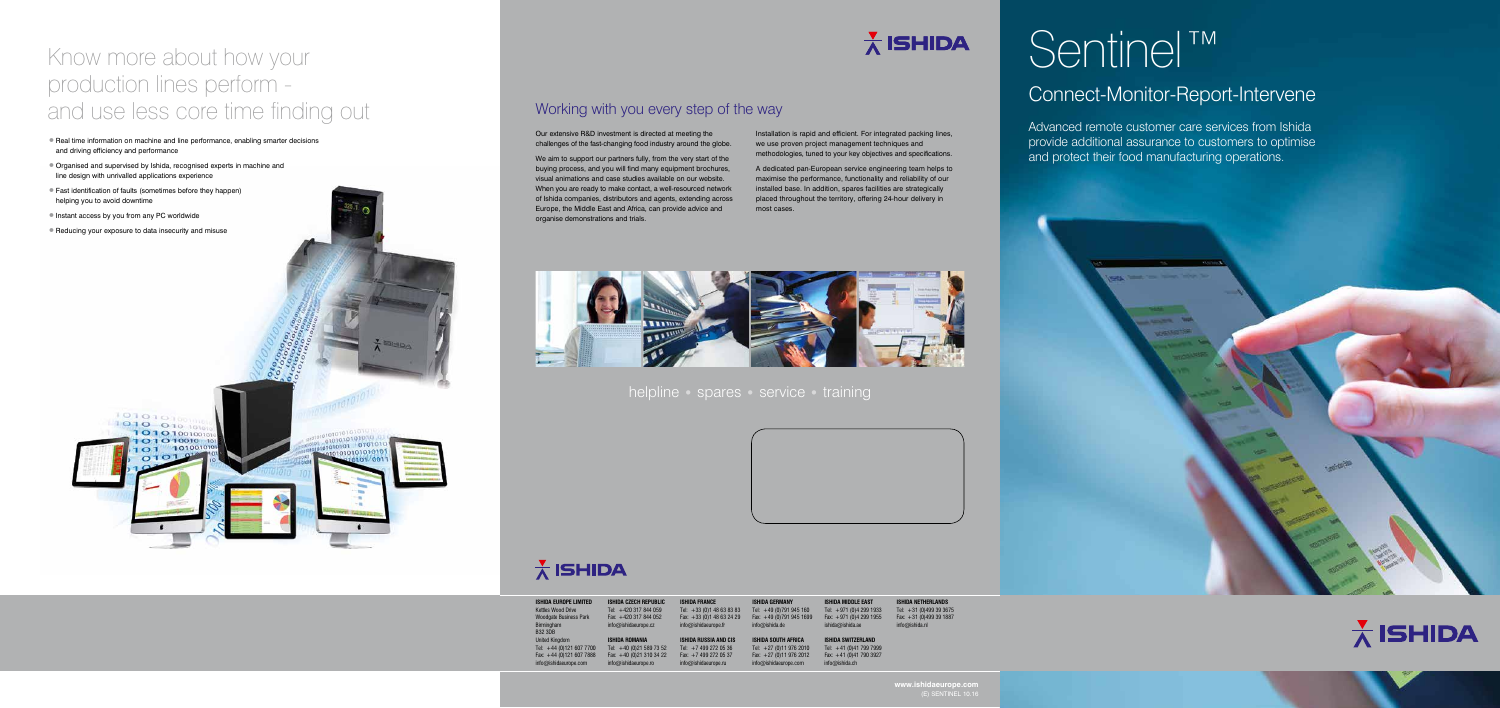# Know more about how your production lines perform - and use less core time finding out

- Real time information on machine and line performance, enabling smarter decisions and driving efficiency and performance
- Organised and supervised by Ishida, recognised experts in machine and line design with unrivalled applications experience
- Fast identification of faults (sometimes before they happen) helping you to avoid downtime
- Instant access by you from any PC worldwide
- Reducing your exposure to data insecurity and misuse

## Working with you every step of the way

Our extensive R&D investment is directed at meeting the challenges of the fast-changing food industry around the globe.

We aim to support our partners fully, from the very start of the buying process, and you will find many equipment brochures, visual animations and case studies available on our website. When you are ready to make contact, a well-resourced network of Ishida companies, distributors and agents, extending across Europe, the Middle East and Africa, can provide advice and organise demonstrations and trials.

Installation is rapid and efficient. For integrated packing lines, we use proven project management techniques and methodologies, tuned to your key objectives and specifications.

A dedicated pan-European service engineering team helps to maximise the performance, functionality and reliability of our installed base. In addition, spares facilities are strategically placed throughout the territory, offering 24-hour delivery in most cases.

helpline • spares • service • training

**ISHIDA EUROPE LIMITED**
Kettles Wood Drive
Woodgate Business Park
Birmingham
B32 3DB
United Kingdom
Tel: +44 (0)121 607 7700
Fax: +44 (0)121 607 7888
info@ishidaeurope.com

**ISHIDA CZECH REPUBLIC**
Tel: +420 317 844 059
Fax: +420 317 844 052
info@ishidaeurope.cz

**ISHIDA ROMANIA**
Tel: +40 (0)21 569 75 52
Fax: +40 (0)21 310 34 22
info@ishidaeurope.ro

**ISHIDA FRANCE**
Tel: +33 (0)1 48 63 83 83
Fax: +33 (0)1 48 63 24 29
info@ishidaeurope.fr

**ISHIDA RUSSIA AND CIS**
Tel: +7 499 272 05 36
Fax: +7 499 272 05 37
info@ishidaeurope.ru

**ISHIDA GERMANY**
Tel: +49 (0)791 945 160
Fax: +49 (0)791 945 1699
info@ishida.de

**ISHIDA SOUTH AFRICA**
Tel: +27 (0)11 976 2010
Fax: +27 (0)11 976 2012
info@ishidaeurope.com

**ISHIDA MIDDLE EAST**
Tel: +971 (0)4 299 1933
Fax: +971 (0)4 299 1955
ishida@ishida.ae

**ISHIDA SWITZERLAND**
Tel: +41 (0)41 790 7999
Fax: +41 (0)41 790 9027
info@ishida.ch

**ISHIDA NETHERLANDS**
Tel: +31 (0)499 39 3675
Fax: +31 (0)499 39 1887
info@ishida.nl

www.ishidaeurope.com
(E) SENTINEL 10.16

# Sentinel™

## Connect-Monitor-Report-Intervene

Advanced remote customer care services from Ishida provide additional assurance to customers to optimise and protect their food manufacturing operations.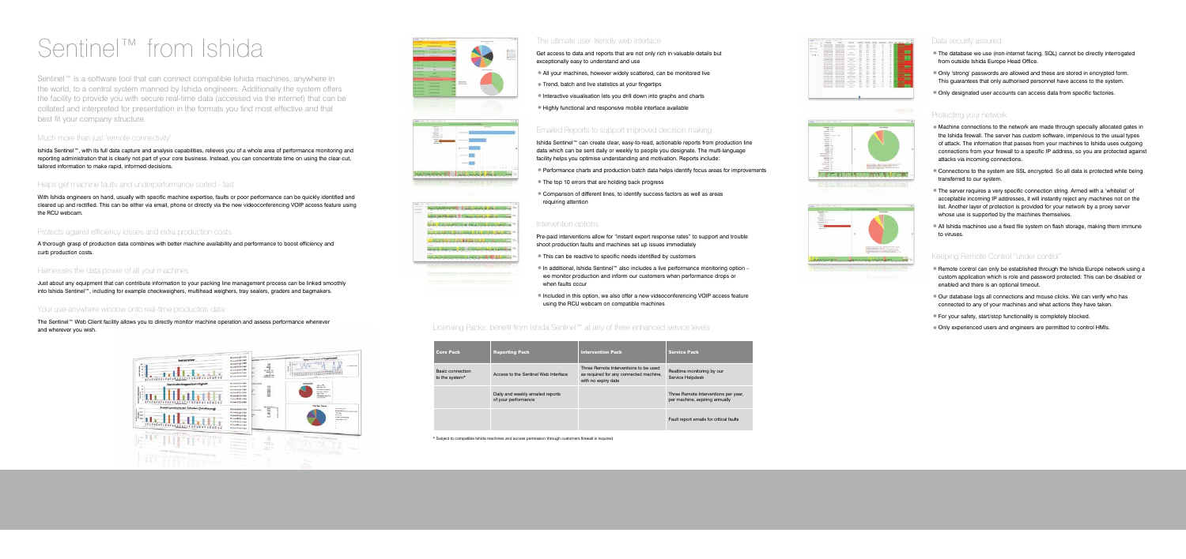# Sentinel™ from Ishida

Sentinel™ is a software tool that can connect compatible Ishida machines, anywhere in the world, to a central system manned by Ishida engineers. Additionally the system offers the facility to provide you with secure real-time data (accessed via the internet) that can be collated and interpreted for presentation in the formats you find most effective and that best fit your company structure.

### Much more than just 'remote connectivity'

Ishida Sentinel™, with its full data capture and analysis capabilities, relieves you of a whole area of performance monitoring and reporting administration that is clearly not part of your core business. Instead, you can concentrate time on using the clear-cut, tailored information to make rapid, informed decisions.

### Helps get machine faults and underperformance sorted - fast

With Ishida engineers on hand, usually with specific machine expertise, faults or poor performance can be quickly identified and cleared up and rectified. This can be either via email, phone or directly via the new videoconferencing VOIP access feature using the RCU webcam.

### Protects against efficiency losses and extra production costs

A thorough grasp of production data combines with better machine availability and performance to boost efficiency and curb production costs.

### Harnesses the data power of all your machines

Just about any equipment that can contribute information to your packing line management process can be linked smoothly into Ishida Sentinel™, including for example checkweighers, multihead weighers, tray sealers, graders and bagmakers.

### Your use-anywhere window onto real-time production data

The Sentinel™ Web Client facility allows you to directly monitor machine operation and assess performance whenever and wherever you wish.

### The ultimate user-friendly web interface

Get access to data and reports that are not only rich in valuable details but exceptionally easy to understand and use

- All your machines, however widely scattered, can be monitored live
- Trend, batch and live statistics at your fingertips
- Interactive visualisation lets you drill down into graphs and charts
- Highly functional and responsive mobile interface available

### Emailed Reports to support improved decision making

Ishida Sentinel™ can create clear, easy-to-read, actionable reports from production line data which can be sent daily or weekly to people you designate. The multi-language facility helps you optimise understanding and motivation. Reports include:

- Performance charts and production batch data helps identify focus areas for improvements
- The top 10 errors that are holding back progress
- Comparison of different lines, to identify success factors as well as areas requiring attention

### Intervention options

Pre-paid interventions allow for "instant expert response rates" to support and trouble shoot production faults and machines set up issues immediately

- This can be reactive to specific needs identified by customers
- In additional, Ishida Sentinel™ also includes a live performance monitoring option – we monitor production and inform our customers when performance drops or when faults occur
- Included in this option, we also offer a new videoconferencing VOIP access feature using the RCU webcam on compatible machines

### Licensing Packs: benefit from Ishida Sentinel™ at any of three enhanced service levels

| Core Pack | Reporting Pack | Intervention Pack | Service Pack |
|---|---|---|---|
| Basic connection to the system* | Access to the Sentinel Web Interface | Three Remote Interventions to be used as required for any connected machine, with no expiry date | Realtime monitoring by our Service Helpdesk |
| | Daily and weekly emailed reports of your performance | | Three Remote Interventions per year, per machine, expiring annually |
| | | | Fault report emails for critical faults |

\* Subject to compatible Ishida machines and access permission through customers firewall is required

### Data security assured

- The database we use (non-internet facing, SQL) cannot be directly interrogated from outside Ishida Europe Head Office.
- Only 'strong' passwords are allowed and these are stored in encrypted form. This guarantees that only authorised personnel have access to the system.
- Only designated user accounts can access data from specific factories.

### Protecting your network

- Machine connections to the network are made through specially allocated gates in the Ishida firewall. The server has custom software, impervious to the usual types of attack. The information that passes from your machines to Ishida uses outgoing connections from your firewall to a specific IP address, so you are protected against attacks via incoming connections.
- Connections to the system are SSL encrypted. So all data is protected while being transferred to our system.
- The server requires a very specific connection string. Armed with a 'whitelist' of acceptable incoming IP addresses, it will instantly reject any machines not on the list. Another layer of protection is provided for your network by a proxy server whose use is supported by the machines themselves.
- All Ishida machines use a fixed file system on flash storage, making them immune to viruses.

### Keeping Remote Control "under control"

- Remote control can only be established through the Ishida Europe network using a custom application which is role and password protected. This can be disabled or enabled and there is an optional timeout.
- Our database logs all connections and mouse clicks. We can verify who has connected to any of your machines and what actions they have taken.
- For your safety, start/stop functionality is completely blocked.
- Only experienced users and engineers are permitted to control HMIs.